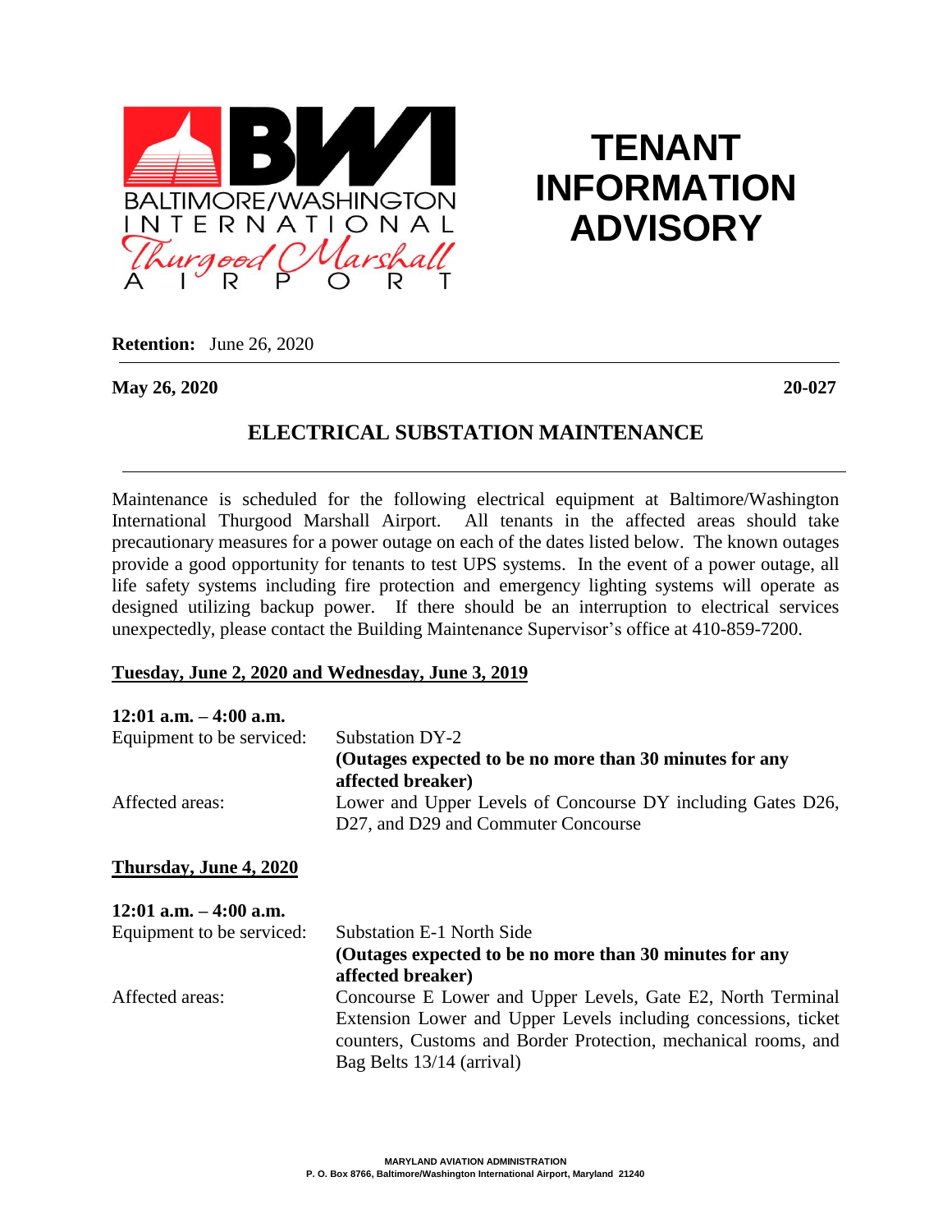BALTIMORE/WASHINGTON INTERNATIONAL Thurgood Marshall AIRPORT

# TENANT INFORMATION ADVISORY

**Retention:** June 26, 2020

**May 26, 2020** **20-027**

## ELECTRICAL SUBSTATION MAINTENANCE

Maintenance is scheduled for the following electrical equipment at Baltimore/Washington International Thurgood Marshall Airport. All tenants in the affected areas should take precautionary measures for a power outage on each of the dates listed below. The known outages provide a good opportunity for tenants to test UPS systems. In the event of a power outage, all life safety systems including fire protection and emergency lighting systems will operate as designed utilizing backup power. If there should be an interruption to electrical services unexpectedly, please contact the Building Maintenance Supervisor's office at 410-859-7200.

**Tuesday, June 2, 2020 and Wednesday, June 3, 2019**

**12:01 a.m. – 4:00 a.m.**

Equipment to be serviced: Substation DY-2
**(Outages expected to be no more than 30 minutes for any affected breaker)**

Affected areas: Lower and Upper Levels of Concourse DY including Gates D26, D27, and D29 and Commuter Concourse

**Thursday, June 4, 2020**

**12:01 a.m. – 4:00 a.m.**

Equipment to be serviced: Substation E-1 North Side
**(Outages expected to be no more than 30 minutes for any affected breaker)**

Affected areas: Concourse E Lower and Upper Levels, Gate E2, North Terminal Extension Lower and Upper Levels including concessions, ticket counters, Customs and Border Protection, mechanical rooms, and Bag Belts 13/14 (arrival)

MARYLAND AVIATION ADMINISTRATION
P. O. Box 8766, Baltimore/Washington International Airport, Maryland 21240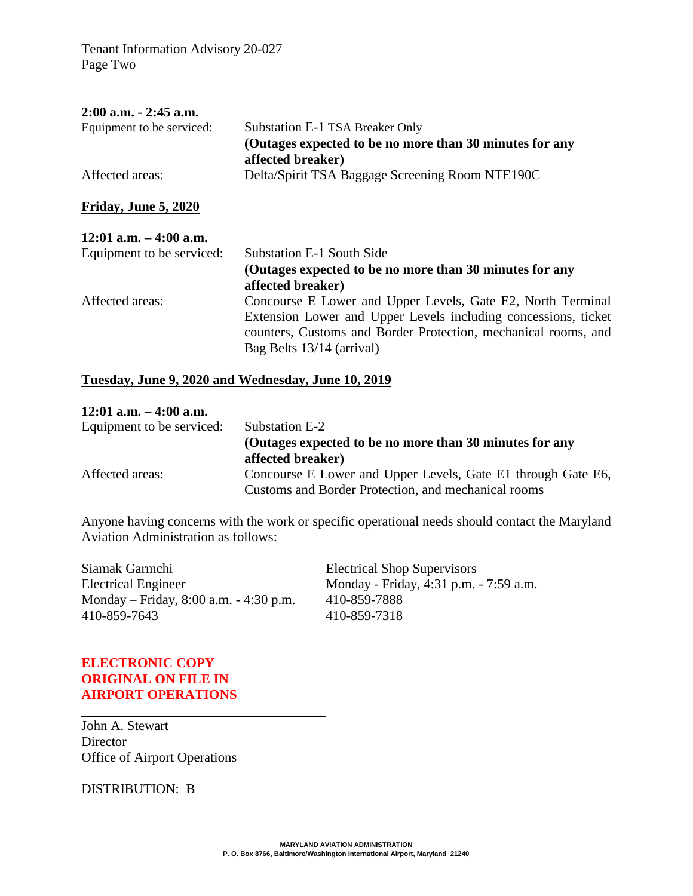**2:00 a.m. - 2:45 a.m.**

Equipment to be serviced: Substation E-1 TSA Breaker Only
**(Outages expected to be no more than 30 minutes for any affected breaker)**

Affected areas: Delta/Spirit TSA Baggage Screening Room NTE190C

**<u>Friday, June 5, 2020</u>**

**12:01 a.m. – 4:00 a.m.**

Equipment to be serviced: Substation E-1 South Side
**(Outages expected to be no more than 30 minutes for any affected breaker)**

Affected areas: Concourse E Lower and Upper Levels, Gate E2, North Terminal Extension Lower and Upper Levels including concessions, ticket counters, Customs and Border Protection, mechanical rooms, and Bag Belts 13/14 (arrival)

**<u>Tuesday, June 9, 2020 and Wednesday, June 10, 2019</u>**

**12:01 a.m. – 4:00 a.m.**

Equipment to be serviced: Substation E-2
**(Outages expected to be no more than 30 minutes for any affected breaker)**

Affected areas: Concourse E Lower and Upper Levels, Gate E1 through Gate E6, Customs and Border Protection, and mechanical rooms

Anyone having concerns with the work or specific operational needs should contact the Maryland Aviation Administration as follows:

Siamak Garmchi
Electrical Engineer
Monday – Friday, 8:00 a.m. - 4:30 p.m.
410-859-7643

Electrical Shop Supervisors
Monday - Friday, 4:31 p.m. - 7:59 a.m.
410-859-7888
410-859-7318

**ELECTRONIC COPY**
**ORIGINAL ON FILE IN**
**AIRPORT OPERATIONS**

John A. Stewart
Director
Office of Airport Operations

DISTRIBUTION: B

**MARYLAND AVIATION ADMINISTRATION**
**P. O. Box 8766, Baltimore/Washington International Airport, Maryland 21240**